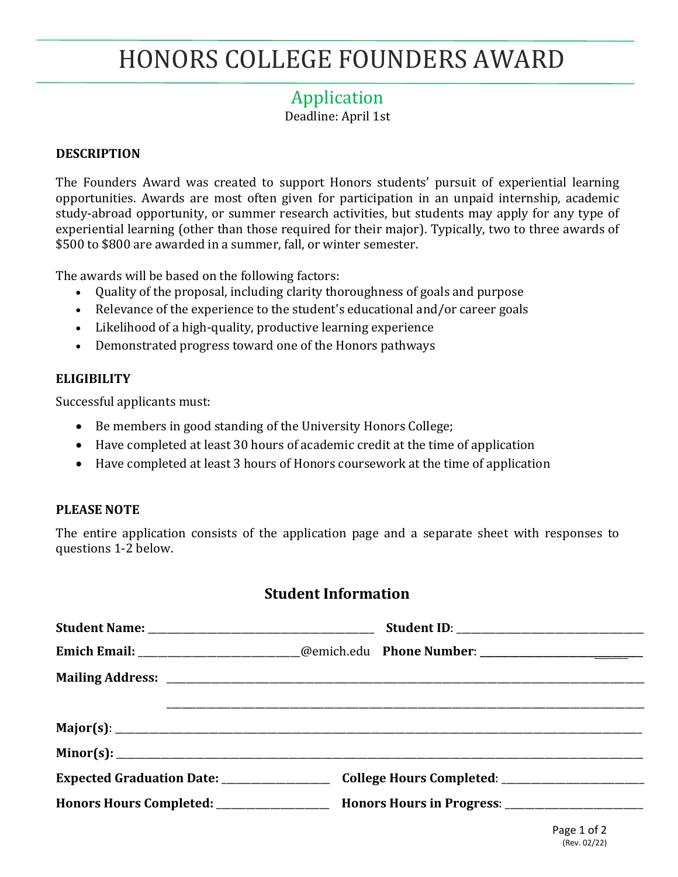# HONORS COLLEGE FOUNDERS AWARD

## Application

Deadline: April 1st

**DESCRIPTION**

The Founders Award was created to support Honors students' pursuit of experiential learning opportunities. Awards are most often given for participation in an unpaid internship, academic study-abroad opportunity, or summer research activities, but students may apply for any type of experiential learning (other than those required for their major). Typically, two to three awards of $500 to $800 are awarded in a summer, fall, or winter semester.

The awards will be based on the following factors:

- Quality of the proposal, including clarity thoroughness of goals and purpose
- Relevance of the experience to the student's educational and/or career goals
- Likelihood of a high-quality, productive learning experience
- Demonstrated progress toward one of the Honors pathways

**ELIGIBILITY**

Successful applicants must:

- Be members in good standing of the University Honors College;
- Have completed at least 30 hours of academic credit at the time of application
- Have completed at least 3 hours of Honors coursework at the time of application

**PLEASE NOTE**

The entire application consists of the application page and a separate sheet with responses to questions 1-2 below.

### Student Information

**Student Name:** ______________________________ **Student ID**: ______________________________

**Emich Email:** ______________________________@emich.edu **Phone Number**: ______________________________

**Mailing Address:** ______________________________________________________________

______________________________________________________________

**Major(s)**: ______________________________________________________________

**Minor(s):** ______________________________________________________________

**Expected Graduation Date:** ____________________ **College Hours Completed**: ____________________

**Honors Hours Completed:** ____________________ **Honors Hours in Progress**: ____________________

(Rev. 02/22)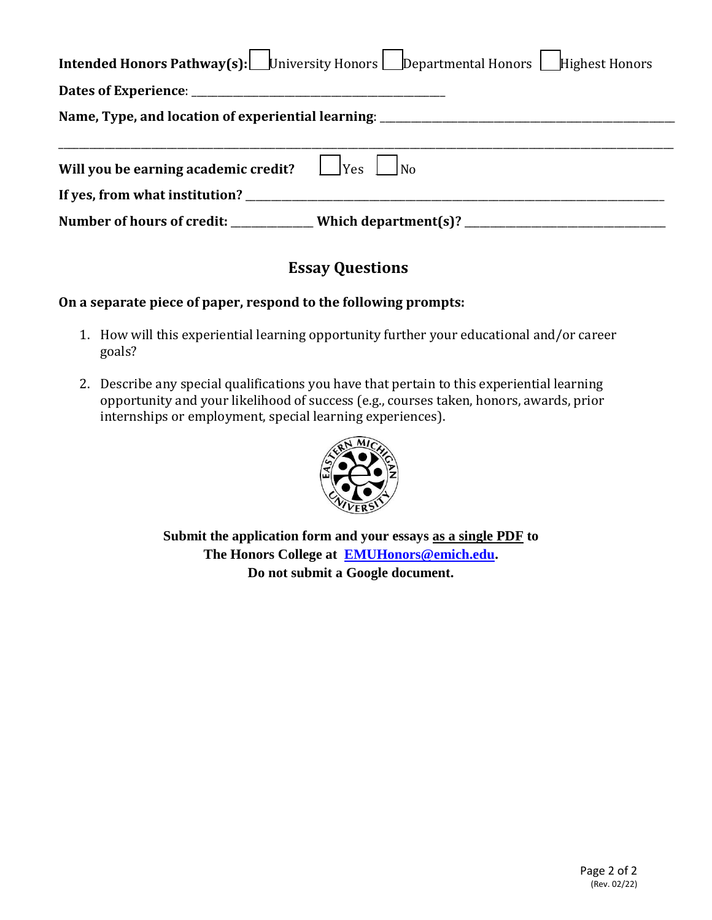**Intended Honors Pathway(s):** ☐ University Honors ☐ Departmental Honors ☐ Highest Honors

**Dates of Experience**: ____________________________________________

**Name, Type, and location of experiential learning**: ____________________________________________

____________________________________________________________________________________________

**Will you be earning academic credit?** ☐ Yes ☐ No

**If yes, from what institution?** ____________________________________________

**Number of hours of credit:** ______________ **Which department(s)?** ____________________________

## Essay Questions

**On a separate piece of paper, respond to the following prompts:**

1. How will this experiential learning opportunity further your educational and/or career goals?

2. Describe any special qualifications you have that pertain to this experiential learning opportunity and your likelihood of success (e.g., courses taken, honors, awards, prior internships or employment, special learning experiences).

**Submit the application form and your essays as a single PDF to**
**The Honors College at [EMUHonors@emich.edu](mailto:EMUHonors@emich.edu).**
**Do not submit a Google document.**

(Rev. 02/22)